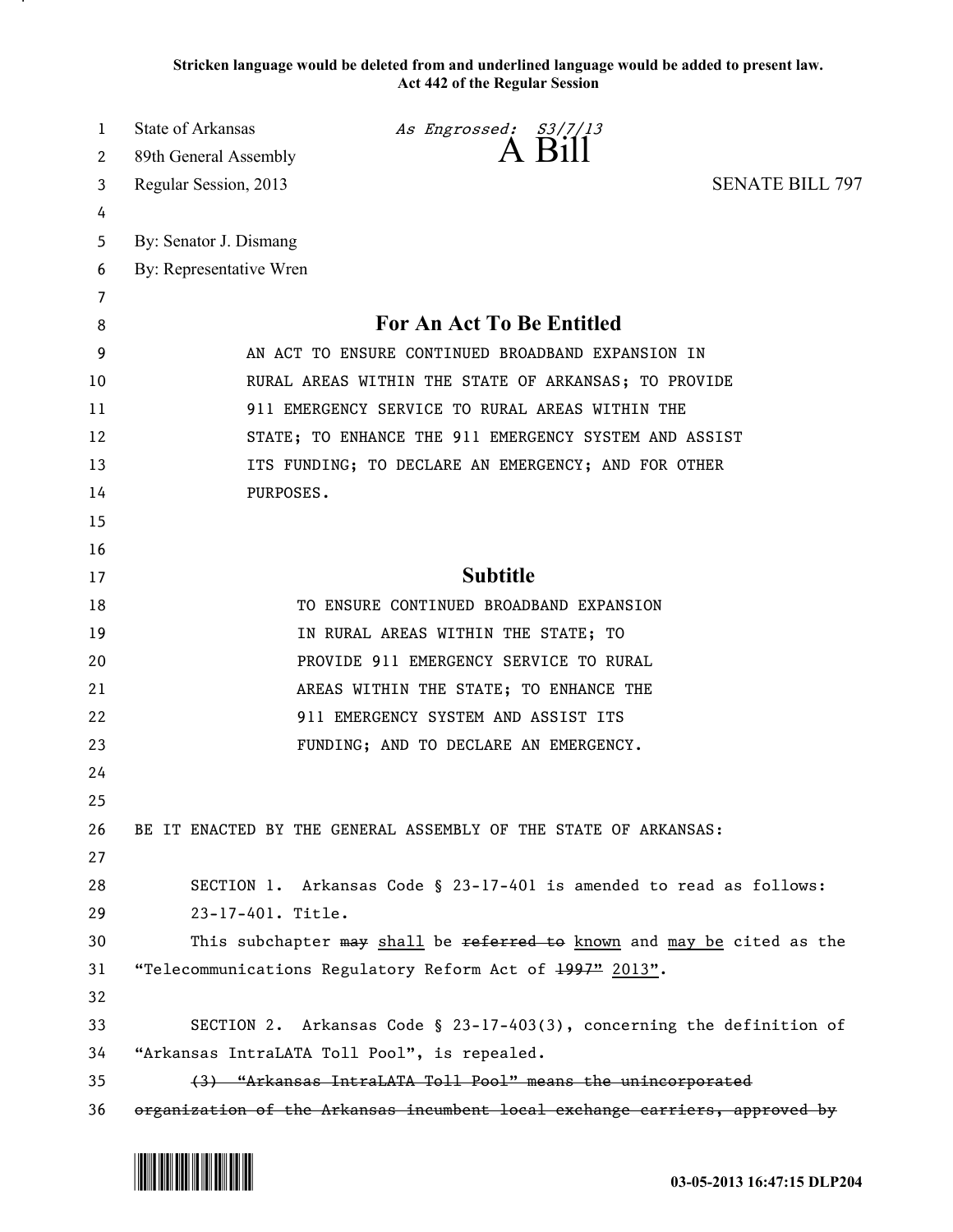**Stricken language would be deleted from and underlined language would be added to present law.**
**Act 442 of the Regular Session**

State of Arkansas *As Engrossed: S3/7/13*
89th General Assembly

# A Bill

Regular Session, 2013 SENATE BILL 797

By: Senator J. Dismang
By: Representative Wren

## For An Act To Be Entitled

AN ACT TO ENSURE CONTINUED BROADBAND EXPANSION IN RURAL AREAS WITHIN THE STATE OF ARKANSAS; TO PROVIDE 911 EMERGENCY SERVICE TO RURAL AREAS WITHIN THE STATE; TO ENHANCE THE 911 EMERGENCY SYSTEM AND ASSIST ITS FUNDING; TO DECLARE AN EMERGENCY; AND FOR OTHER PURPOSES.

## Subtitle

TO ENSURE CONTINUED BROADBAND EXPANSION IN RURAL AREAS WITHIN THE STATE; TO PROVIDE 911 EMERGENCY SERVICE TO RURAL AREAS WITHIN THE STATE; TO ENHANCE THE 911 EMERGENCY SYSTEM AND ASSIST ITS FUNDING; AND TO DECLARE AN EMERGENCY.

BE IT ENACTED BY THE GENERAL ASSEMBLY OF THE STATE OF ARKANSAS:

SECTION 1. Arkansas Code § 23-17-401 is amended to read as follows:

23-17-401. Title.

This subchapter ~~may~~ shall be ~~referred to~~ known and may be cited as the "Telecommunications Regulatory Reform Act of ~~1997"~~ 2013".

SECTION 2. Arkansas Code § 23-17-403(3), concerning the definition of "Arkansas IntraLATA Toll Pool", is repealed.

~~(3) "Arkansas IntraLATA Toll Pool" means the unincorporated organization of the Arkansas incumbent local exchange carriers, approved by~~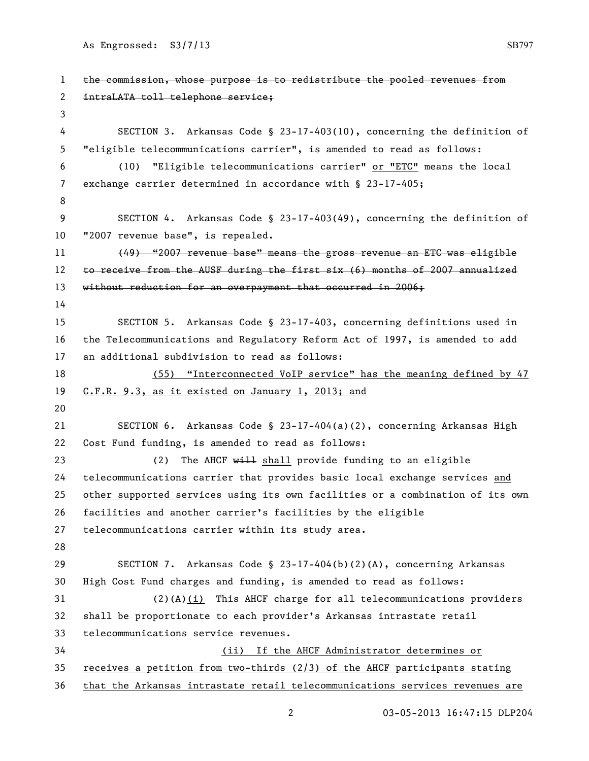~~the commission, whose purpose is to redistribute the pooled revenues from intraLATA toll telephone service;~~

SECTION 3. Arkansas Code § 23-17-403(10), concerning the definition of "eligible telecommunications carrier", is amended to read as follows:

(10) "Eligible telecommunications carrier" <u>or "ETC"</u> means the local exchange carrier determined in accordance with § 23-17-405;

SECTION 4. Arkansas Code § 23-17-403(49), concerning the definition of "2007 revenue base", is repealed.

~~(49) "2007 revenue base" means the gross revenue an ETC was eligible to receive from the AUSF during the first six (6) months of 2007 annualized without reduction for an overpayment that occurred in 2006;~~

SECTION 5. Arkansas Code § 23-17-403, concerning definitions used in the Telecommunications and Regulatory Reform Act of 1997, is amended to add an additional subdivision to read as follows:

<u>(55) "Interconnected VoIP service" has the meaning defined by 47 C.F.R. 9.3, as it existed on January 1, 2013; and</u>

SECTION 6. Arkansas Code § 23-17-404(a)(2), concerning Arkansas High Cost Fund funding, is amended to read as follows:

(2) The AHCF ~~will~~ <u>shall</u> provide funding to an eligible telecommunications carrier that provides basic local exchange services <u>and other supported services</u> using its own facilities or a combination of its own facilities and another carrier's facilities by the eligible telecommunications carrier within its study area.

SECTION 7. Arkansas Code § 23-17-404(b)(2)(A), concerning Arkansas High Cost Fund charges and funding, is amended to read as follows:

(2)(A)<u>(i)</u> This AHCF charge for all telecommunications providers shall be proportionate to each provider's Arkansas intrastate retail telecommunications service revenues.

<u>(ii) If the AHCF Administrator determines or receives a petition from two-thirds (2/3) of the AHCF participants stating that the Arkansas intrastate retail telecommunications services revenues are</u>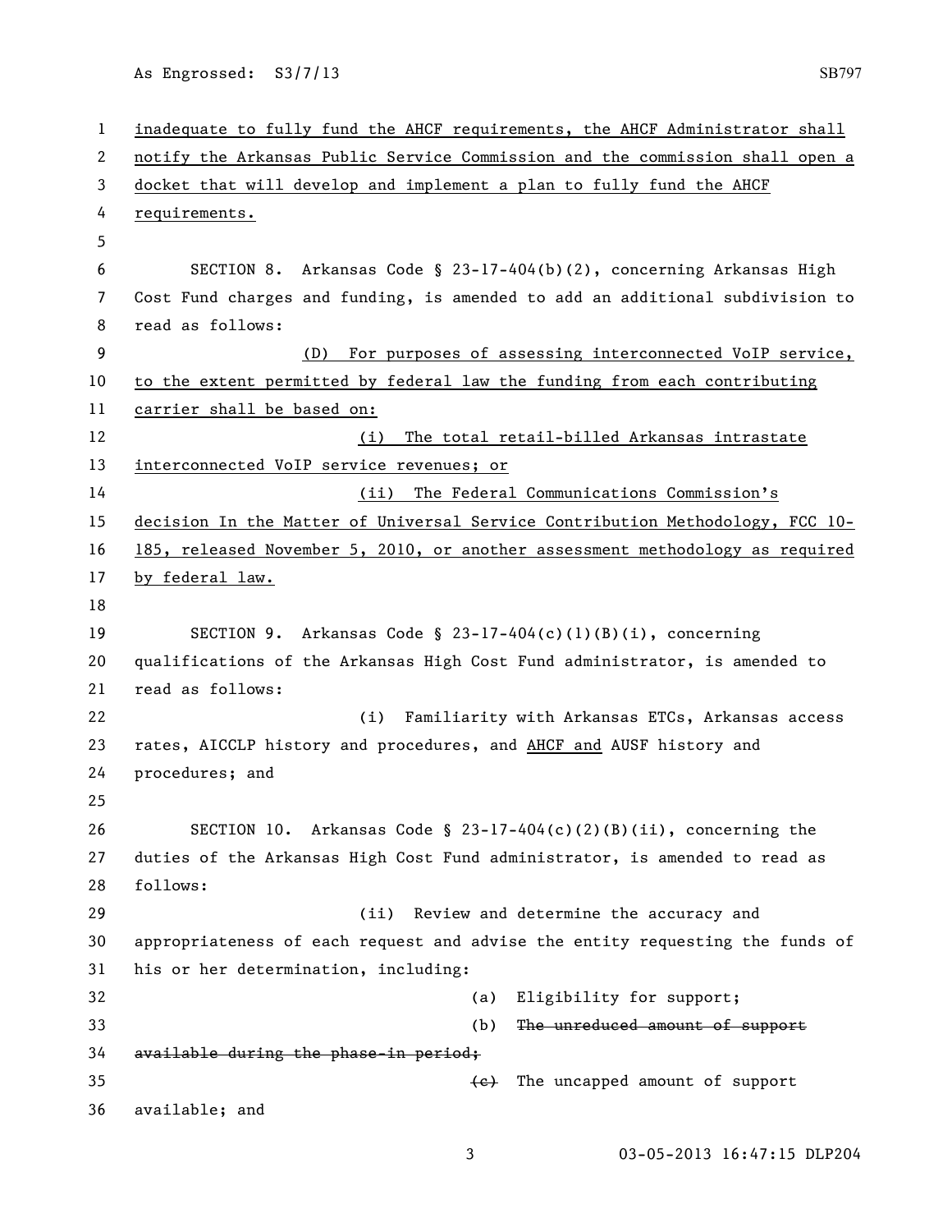inadequate to fully fund the AHCF requirements, the AHCF Administrator shall notify the Arkansas Public Service Commission and the commission shall open a docket that will develop and implement a plan to fully fund the AHCF requirements.

SECTION 8. Arkansas Code § 23-17-404(b)(2), concerning Arkansas High Cost Fund charges and funding, is amended to add an additional subdivision to read as follows:

(D) For purposes of assessing interconnected VoIP service, to the extent permitted by federal law the funding from each contributing carrier shall be based on:

(i) The total retail-billed Arkansas intrastate interconnected VoIP service revenues; or

(ii) The Federal Communications Commission's decision In the Matter of Universal Service Contribution Methodology, FCC 10-185, released November 5, 2010, or another assessment methodology as required by federal law.

SECTION 9. Arkansas Code § 23-17-404(c)(1)(B)(i), concerning qualifications of the Arkansas High Cost Fund administrator, is amended to read as follows:

(i) Familiarity with Arkansas ETCs, Arkansas access rates, AICCLP history and procedures, and AHCF and AUSF history and procedures; and

SECTION 10. Arkansas Code § 23-17-404(c)(2)(B)(ii), concerning the duties of the Arkansas High Cost Fund administrator, is amended to read as follows:

(ii) Review and determine the accuracy and appropriateness of each request and advise the entity requesting the funds of his or her determination, including:

(a) Eligibility for support;

(b) ~~The unreduced amount of support available during the phase-in period;~~

~~(c)~~ The uncapped amount of support available; and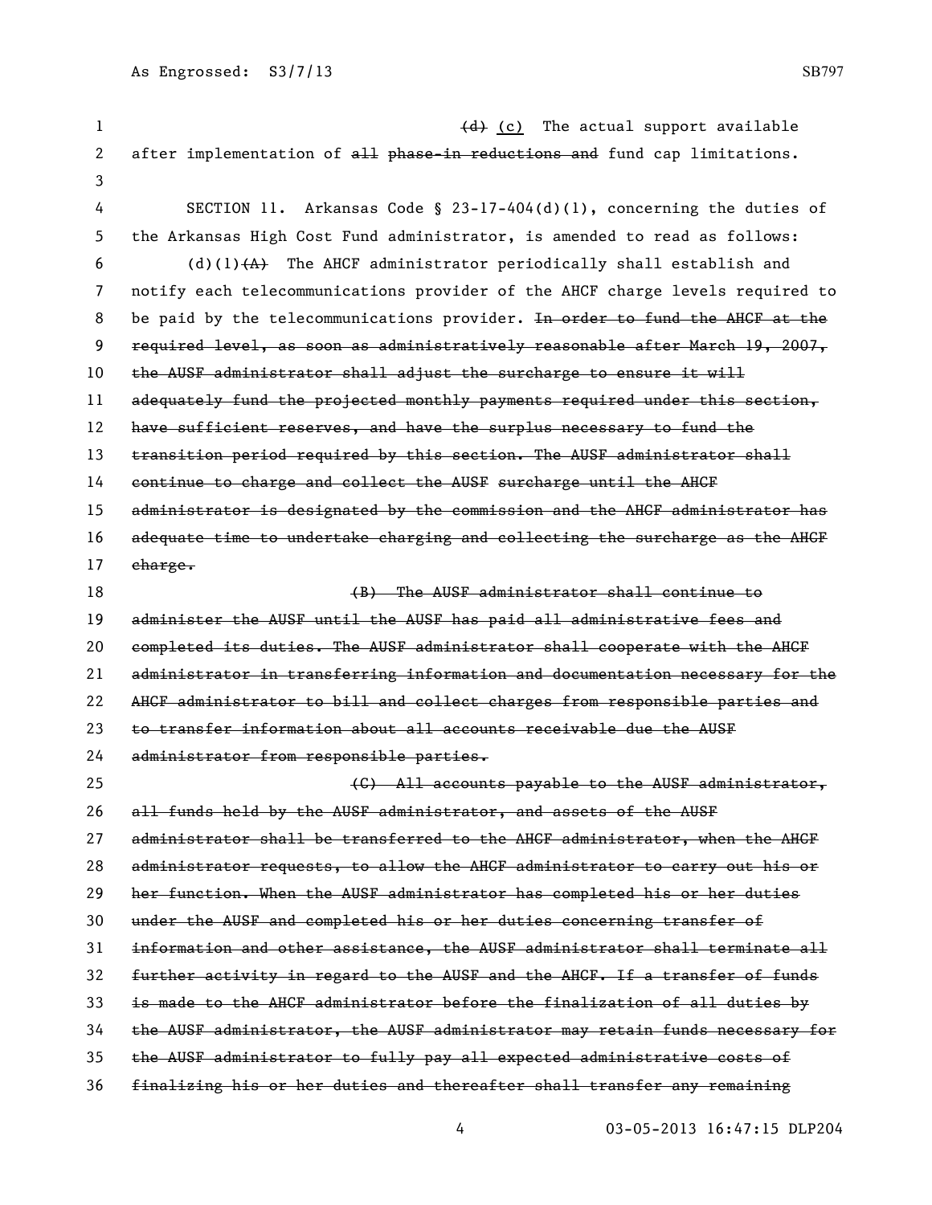~~(d)~~ <u>(c)</u> The actual support available after implementation of ~~all~~ ~~phase-in reductions and~~ fund cap limitations.

SECTION 11. Arkansas Code § 23-17-404(d)(1), concerning the duties of the Arkansas High Cost Fund administrator, is amended to read as follows:

(d)(1)~~(A)~~ The AHCF administrator periodically shall establish and notify each telecommunications provider of the AHCF charge levels required to be paid by the telecommunications provider. ~~In order to fund the AHCF at the required level, as soon as administratively reasonable after March 19, 2007, the AUSF administrator shall adjust the surcharge to ensure it will adequately fund the projected monthly payments required under this section, have sufficient reserves, and have the surplus necessary to fund the transition period required by this section. The AUSF administrator shall continue to charge and collect the AUSF surcharge until the AHCF administrator is designated by the commission and the AHCF administrator has adequate time to undertake charging and collecting the surcharge as the AHCF charge.~~

~~(B) The AUSF administrator shall continue to administer the AUSF until the AUSF has paid all administrative fees and completed its duties. The AUSF administrator shall cooperate with the AHCF administrator in transferring information and documentation necessary for the AHCF administrator to bill and collect charges from responsible parties and to transfer information about all accounts receivable due the AUSF administrator from responsible parties.~~

~~(C) All accounts payable to the AUSF administrator, all funds held by the AUSF administrator, and assets of the AUSF administrator shall be transferred to the AHCF administrator, when the AHCF administrator requests, to allow the AHCF administrator to carry out his or her function. When the AUSF administrator has completed his or her duties under the AUSF and completed his or her duties concerning transfer of information and other assistance, the AUSF administrator shall terminate all further activity in regard to the AUSF and the AHCF. If a transfer of funds is made to the AHCF administrator before the finalization of all duties by the AUSF administrator, the AUSF administrator may retain funds necessary for the AUSF administrator to fully pay all expected administrative costs of finalizing his or her duties and thereafter shall transfer any remaining~~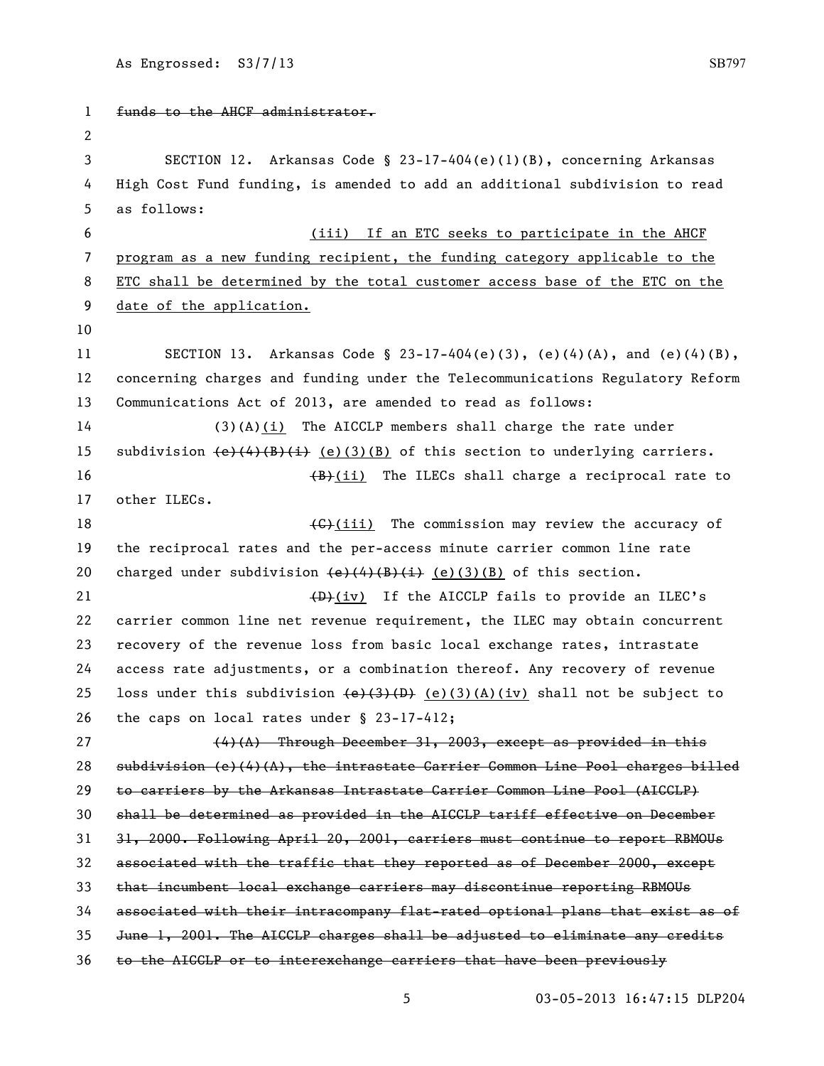~~funds to the AHCF administrator.~~

SECTION 12. Arkansas Code § 23-17-404(e)(1)(B), concerning Arkansas High Cost Fund funding, is amended to add an additional subdivision to read as follows:

<u>(iii) If an ETC seeks to participate in the AHCF program as a new funding recipient, the funding category applicable to the ETC shall be determined by the total customer access base of the ETC on the date of the application.</u>

SECTION 13. Arkansas Code § 23-17-404(e)(3), (e)(4)(A), and (e)(4)(B), concerning charges and funding under the Telecommunications Regulatory Reform Communications Act of 2013, are amended to read as follows:

(3)(A)<u>(i)</u> The AICCLP members shall charge the rate under subdivision ~~(e)(4)(B)(i)~~ <u>(e)(3)(B)</u> of this section to underlying carriers.

~~(B)~~<u>(ii)</u> The ILECs shall charge a reciprocal rate to other ILECs.

~~(C)~~<u>(iii)</u> The commission may review the accuracy of the reciprocal rates and the per-access minute carrier common line rate charged under subdivision ~~(e)(4)(B)(i)~~ <u>(e)(3)(B)</u> of this section.

~~(D)~~<u>(iv)</u> If the AICCLP fails to provide an ILEC's carrier common line net revenue requirement, the ILEC may obtain concurrent recovery of the revenue loss from basic local exchange rates, intrastate access rate adjustments, or a combination thereof. Any recovery of revenue loss under this subdivision ~~(e)(3)(D)~~ <u>(e)(3)(A)(iv)</u> shall not be subject to the caps on local rates under § 23-17-412;

~~(4)(A) Through December 31, 2003, except as provided in this subdivision (e)(4)(A), the intrastate Carrier Common Line Pool charges billed to carriers by the Arkansas Intrastate Carrier Common Line Pool (AICCLP) shall be determined as provided in the AICCLP tariff effective on December 31, 2000. Following April 20, 2001, carriers must continue to report RBMOUs associated with the traffic that they reported as of December 2000, except that incumbent local exchange carriers may discontinue reporting RBMOUs associated with their intracompany flat-rated optional plans that exist as of June 1, 2001. The AICCLP charges shall be adjusted to eliminate any credits to the AICCLP or to interexchange carriers that have been previously~~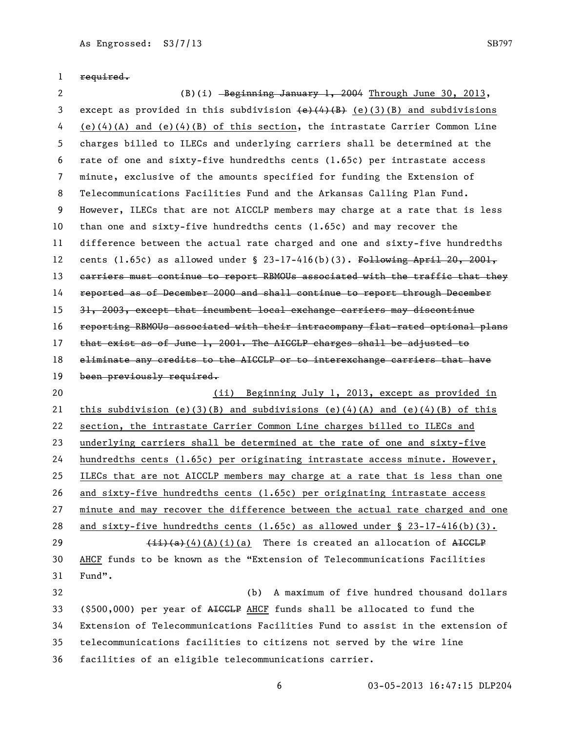required.

(B)(i) ~~Beginning January 1, 2004~~ Through June 30, 2013, except as provided in this subdivision ~~(e)(4)(B)~~ (e)(3)(B) and subdivisions (e)(4)(A) and (e)(4)(B) of this section, the intrastate Carrier Common Line charges billed to ILECs and underlying carriers shall be determined at the rate of one and sixty-five hundredths cents (1.65¢) per intrastate access minute, exclusive of the amounts specified for funding the Extension of Telecommunications Facilities Fund and the Arkansas Calling Plan Fund. However, ILECs that are not AICCLP members may charge at a rate that is less than one and sixty-five hundredths cents (1.65¢) and may recover the difference between the actual rate charged and one and sixty-five hundredths cents (1.65¢) as allowed under § 23-17-416(b)(3). ~~Following April 20, 2001, carriers must continue to report RBMOUs associated with the traffic that they reported as of December 2000 and shall continue to report through December 31, 2003, except that incumbent local exchange carriers may discontinue reporting RBMOUs associated with their intracompany flat-rated optional plans that exist as of June 1, 2001. The AICCLP charges shall be adjusted to eliminate any credits to the AICCLP or to interexchange carriers that have been previously required.~~

(ii) Beginning July 1, 2013, except as provided in this subdivision (e)(3)(B) and subdivisions (e)(4)(A) and (e)(4)(B) of this section, the intrastate Carrier Common Line charges billed to ILECs and underlying carriers shall be determined at the rate of one and sixty-five hundredths cents (1.65¢) per originating intrastate access minute. However, ILECs that are not AICCLP members may charge at a rate that is less than one and sixty-five hundredths cents (1.65¢) per originating intrastate access minute and may recover the difference between the actual rate charged and one and sixty-five hundredths cents (1.65¢) as allowed under § 23-17-416(b)(3).

~~(ii)(a)~~(4)(A)(i)(a) There is created an allocation of ~~AICCLP~~ AHCF funds to be known as the "Extension of Telecommunications Facilities Fund".

(b) A maximum of five hundred thousand dollars ($500,000) per year of ~~AICCLP~~ AHCF funds shall be allocated to fund the Extension of Telecommunications Facilities Fund to assist in the extension of telecommunications facilities to citizens not served by the wire line facilities of an eligible telecommunications carrier.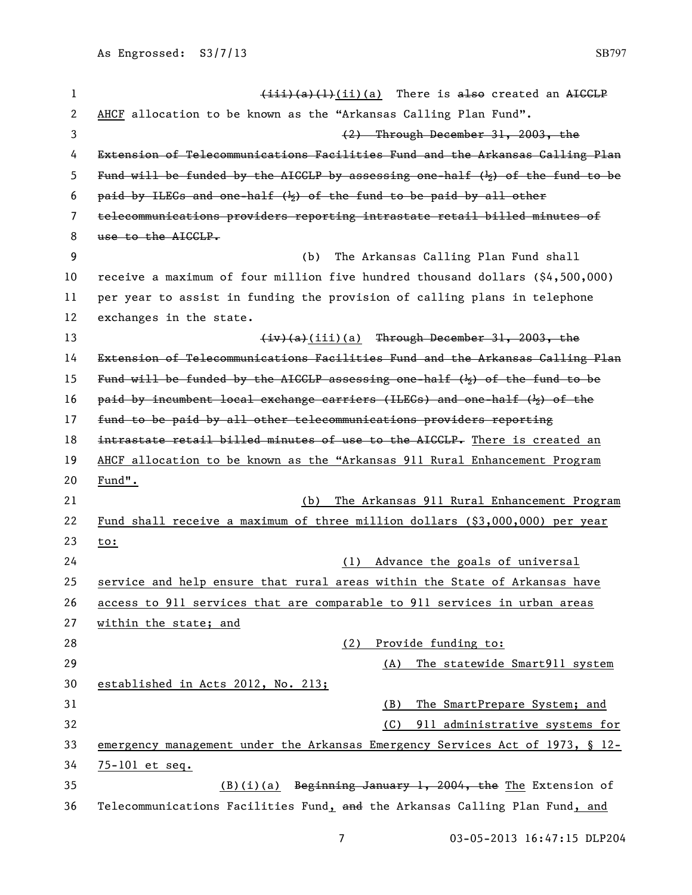(iii)(a)(1)(ii)(a) There is also created an AICCLP AHCF allocation to be known as the "Arkansas Calling Plan Fund".

(2) Through December 31, 2003, the Extension of Telecommunications Facilities Fund and the Arkansas Calling Plan Fund will be funded by the AICCLP by assessing one-half (½) of the fund to be paid by ILECs and one-half (½) of the fund to be paid by all other telecommunications providers reporting intrastate retail billed minutes of use to the AICCLP.

(b) The Arkansas Calling Plan Fund shall receive a maximum of four million five hundred thousand dollars ($4,500,000) per year to assist in funding the provision of calling plans in telephone exchanges in the state.

(iv)(a)(iii)(a) Through December 31, 2003, the Extension of Telecommunications Facilities Fund and the Arkansas Calling Plan Fund will be funded by the AICCLP assessing one-half (½) of the fund to be paid by incumbent local exchange carriers (ILECs) and one-half (½) of the fund to be paid by all other telecommunications providers reporting intrastate retail billed minutes of use to the AICCLP. There is created an AHCF allocation to be known as the "Arkansas 911 Rural Enhancement Program Fund".

(b) The Arkansas 911 Rural Enhancement Program Fund shall receive a maximum of three million dollars ($3,000,000) per year to:

(1) Advance the goals of universal service and help ensure that rural areas within the State of Arkansas have access to 911 services that are comparable to 911 services in urban areas within the state; and

(2) Provide funding to:

(A) The statewide Smart911 system established in Acts 2012, No. 213;

(B) The SmartPrepare System; and

(C) 911 administrative systems for emergency management under the Arkansas Emergency Services Act of 1973, § 12-75-101 et seq.

(B)(i)(a) Beginning January 1, 2004, the The Extension of Telecommunications Facilities Fund, and the Arkansas Calling Plan Fund, and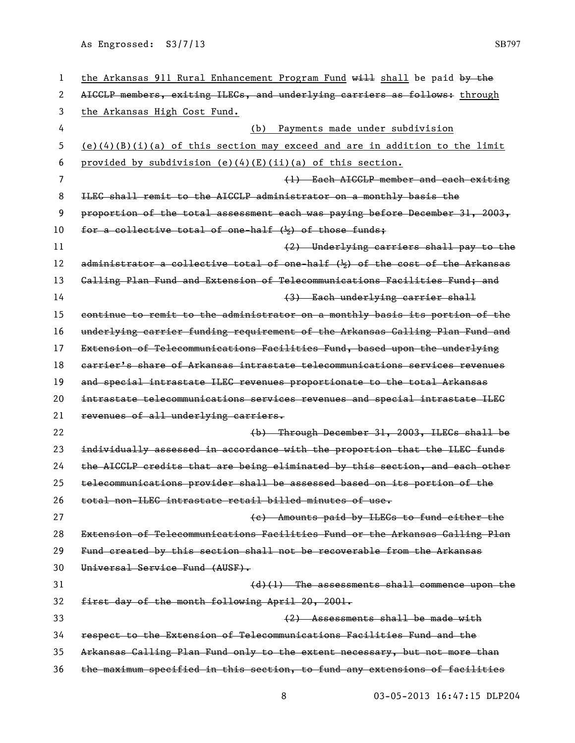the Arkansas 911 Rural Enhancement Program Fund ~~will~~ shall be paid ~~by the AICCLP members, exiting ILECs, and underlying carriers as follows:~~ through the Arkansas High Cost Fund.

(b) Payments made under subdivision (e)(4)(B)(i)(a) of this section may exceed and are in addition to the limit provided by subdivision (e)(4)(E)(ii)(a) of this section.

~~(1) Each AICCLP member and each exiting ILEC shall remit to the AICCLP administrator on a monthly basis the proportion of the total assessment each was paying before December 31, 2003, for a collective total of one-half (½) of those funds;~~

~~(2) Underlying carriers shall pay to the administrator a collective total of one-half (½) of the cost of the Arkansas Calling Plan Fund and Extension of Telecommunications Facilities Fund; and~~

~~(3) Each underlying carrier shall continue to remit to the administrator on a monthly basis its portion of the underlying carrier funding requirement of the Arkansas Calling Plan Fund and Extension of Telecommunications Facilities Fund, based upon the underlying carrier's share of Arkansas intrastate telecommunications services revenues and special intrastate ILEC revenues proportionate to the total Arkansas intrastate telecommunications services revenues and special intrastate ILEC revenues of all underlying carriers.~~

~~(b) Through December 31, 2003, ILECs shall be individually assessed in accordance with the proportion that the ILEC funds the AICCLP credits that are being eliminated by this section, and each other telecommunications provider shall be assessed based on its portion of the total non-ILEC intrastate retail billed minutes of use.~~

~~(c) Amounts paid by ILECs to fund either the Extension of Telecommunications Facilities Fund or the Arkansas Calling Plan Fund created by this section shall not be recoverable from the Arkansas Universal Service Fund (AUSF).~~

~~(d)(1) The assessments shall commence upon the first day of the month following April 20, 2001.~~

~~(2) Assessments shall be made with respect to the Extension of Telecommunications Facilities Fund and the Arkansas Calling Plan Fund only to the extent necessary, but not more than the maximum specified in this section, to fund any extensions of facilities~~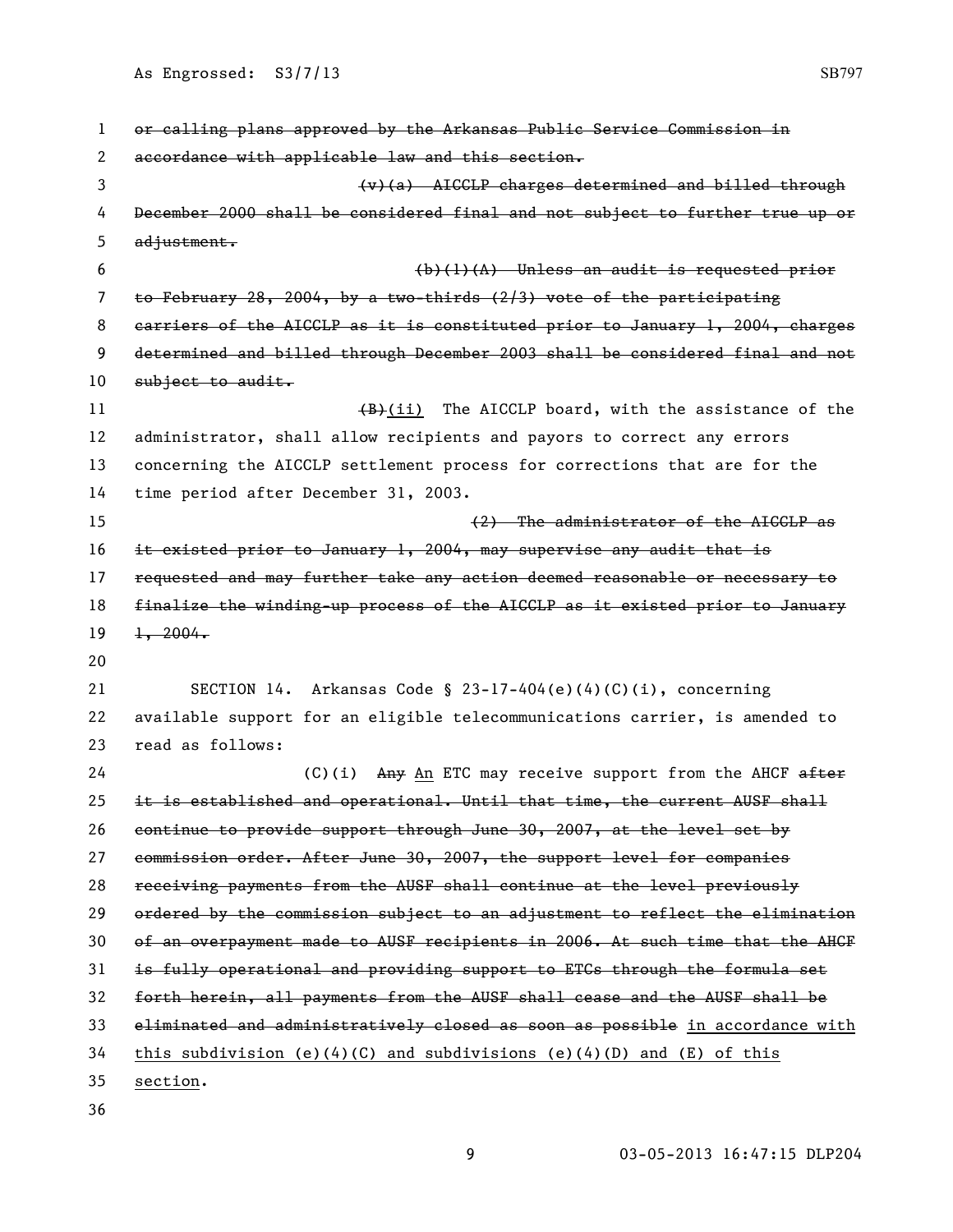~~or calling plans approved by the Arkansas Public Service Commission in accordance with applicable law and this section.~~

~~(v)(a) AICCLP charges determined and billed through December 2000 shall be considered final and not subject to further true up or adjustment.~~

~~(b)(1)(A) Unless an audit is requested prior to February 28, 2004, by a two-thirds (2/3) vote of the participating carriers of the AICCLP as it is constituted prior to January 1, 2004, charges determined and billed through December 2003 shall be considered final and not subject to audit.~~

~~(B)~~<u>(ii)</u> The AICCLP board, with the assistance of the administrator, shall allow recipients and payors to correct any errors concerning the AICCLP settlement process for corrections that are for the time period after December 31, 2003.

~~(2) The administrator of the AICCLP as it existed prior to January 1, 2004, may supervise any audit that is requested and may further take any action deemed reasonable or necessary to finalize the winding-up process of the AICCLP as it existed prior to January 1, 2004.~~

SECTION 14. Arkansas Code § 23-17-404(e)(4)(C)(i), concerning available support for an eligible telecommunications carrier, is amended to read as follows:

(C)(i) ~~Any~~ <u>An</u> ETC may receive support from the AHCF ~~after it is established and operational. Until that time, the current AUSF shall continue to provide support through June 30, 2007, at the level set by commission order. After June 30, 2007, the support level for companies receiving payments from the AUSF shall continue at the level previously ordered by the commission subject to an adjustment to reflect the elimination of an overpayment made to AUSF recipients in 2006. At such time that the AHCF is fully operational and providing support to ETCs through the formula set forth herein, all payments from the AUSF shall cease and the AUSF shall be eliminated and administratively closed as soon as possible~~ <u>in accordance with this subdivision (e)(4)(C) and subdivisions (e)(4)(D) and (E) of this section</u>.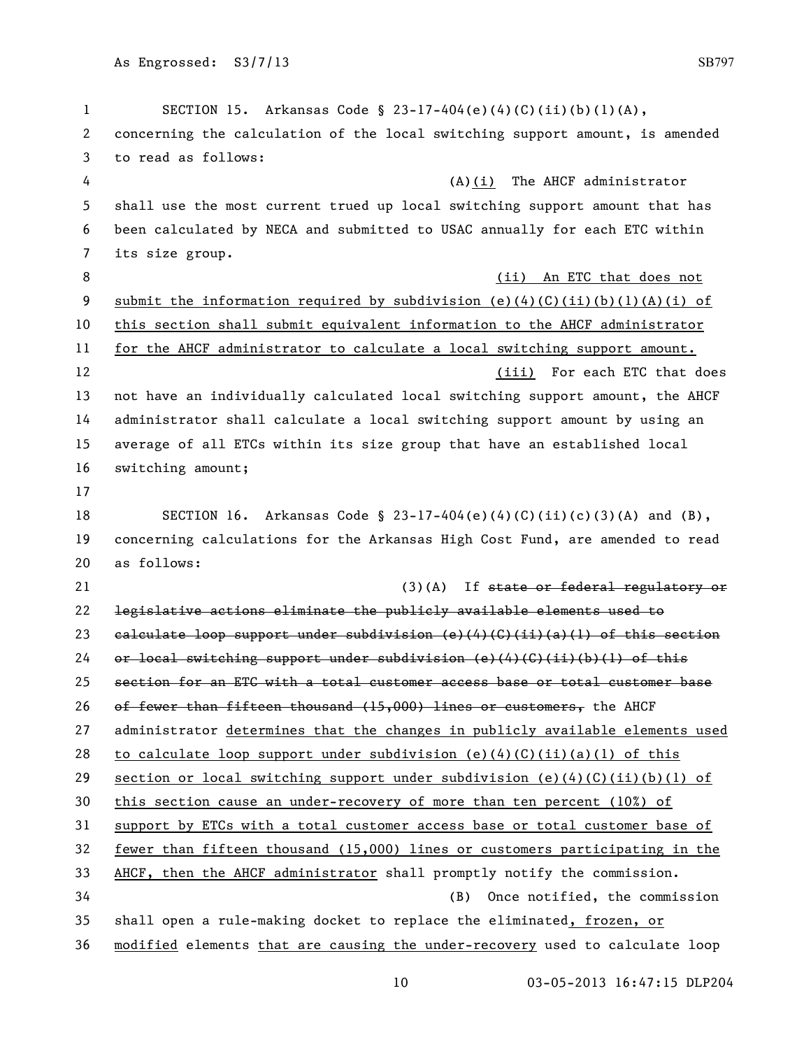SECTION 15. Arkansas Code § 23-17-404(e)(4)(C)(ii)(b)(1)(A), concerning the calculation of the local switching support amount, is amended to read as follows:

(A)<u>(i)</u> The AHCF administrator shall use the most current trued up local switching support amount that has been calculated by NECA and submitted to USAC annually for each ETC within its size group.

<u>(ii) An ETC that does not submit the information required by subdivision (e)(4)(C)(ii)(b)(1)(A)(i) of this section shall submit equivalent information to the AHCF administrator for the AHCF administrator to calculate a local switching support amount.</u>

<u>(iii)</u> For each ETC that does not have an individually calculated local switching support amount, the AHCF administrator shall calculate a local switching support amount by using an average of all ETCs within its size group that have an established local switching amount;

SECTION 16. Arkansas Code § 23-17-404(e)(4)(C)(ii)(c)(3)(A) and (B), concerning calculations for the Arkansas High Cost Fund, are amended to read as follows:

(3)(A) If ~~state or federal regulatory or legislative actions eliminate the publicly available elements used to calculate loop support under subdivision (e)(4)(C)(ii)(a)(1) of this section or local switching support under subdivision (e)(4)(C)(ii)(b)(1) of this section for an ETC with a total customer access base or total customer base of fewer than fifteen thousand (15,000) lines or customers,~~ the AHCF administrator <u>determines that the changes in publicly available elements used to calculate loop support under subdivision (e)(4)(C)(ii)(a)(1) of this section or local switching support under subdivision (e)(4)(C)(ii)(b)(1) of this section cause an under-recovery of more than ten percent (10%) of support by ETCs with a total customer access base or total customer base of fewer than fifteen thousand (15,000) lines or customers participating in the AHCF, then the AHCF administrator</u> shall promptly notify the commission.

(B) Once notified, the commission shall open a rule-making docket to replace the eliminated<u>, frozen, or modified</u> elements <u>that are causing the under-recovery</u> used to calculate loop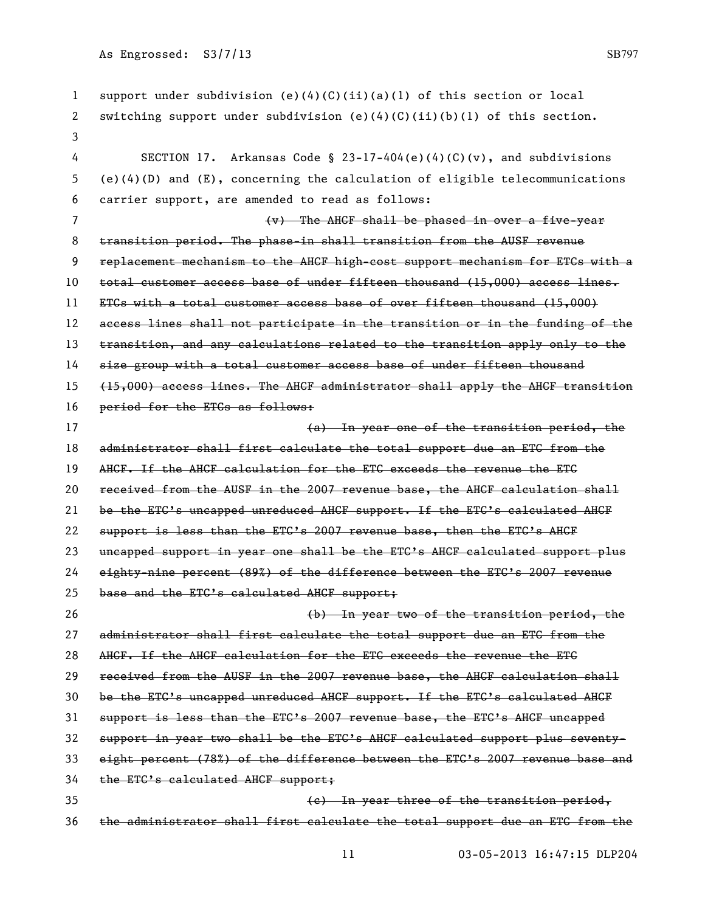support under subdivision (e)(4)(C)(ii)(a)(1) of this section or local switching support under subdivision (e)(4)(C)(ii)(b)(1) of this section.

SECTION 17. Arkansas Code § 23-17-404(e)(4)(C)(v), and subdivisions (e)(4)(D) and (E), concerning the calculation of eligible telecommunications carrier support, are amended to read as follows:

~~(v) The AHCF shall be phased in over a five-year transition period. The phase-in shall transition from the AUSF revenue replacement mechanism to the AHCF high-cost support mechanism for ETCs with a total customer access base of under fifteen thousand (15,000) access lines. ETCs with a total customer access base of over fifteen thousand (15,000) access lines shall not participate in the transition or in the funding of the transition, and any calculations related to the transition apply only to the size group with a total customer access base of under fifteen thousand (15,000) access lines. The AHCF administrator shall apply the AHCF transition period for the ETCs as follows:~~

~~(a) In year one of the transition period, the administrator shall first calculate the total support due an ETC from the AHCF. If the AHCF calculation for the ETC exceeds the revenue the ETC received from the AUSF in the 2007 revenue base, the AHCF calculation shall be the ETC's uncapped unreduced AHCF support. If the ETC's calculated AHCF support is less than the ETC's 2007 revenue base, then the ETC's AHCF uncapped support in year one shall be the ETC's AHCF calculated support plus eighty-nine percent (89%) of the difference between the ETC's 2007 revenue base and the ETC's calculated AHCF support;~~

~~(b) In year two of the transition period, the administrator shall first calculate the total support due an ETC from the AHCF. If the AHCF calculation for the ETC exceeds the revenue the ETC received from the AUSF in the 2007 revenue base, the AHCF calculation shall be the ETC's uncapped unreduced AHCF support. If the ETC's calculated AHCF support is less than the ETC's 2007 revenue base, the ETC's AHCF uncapped support in year two shall be the ETC's AHCF calculated support plus seventy-eight percent (78%) of the difference between the ETC's 2007 revenue base and the ETC's calculated AHCF support;~~

~~(c) In year three of the transition period, the administrator shall first calculate the total support due an ETC from the~~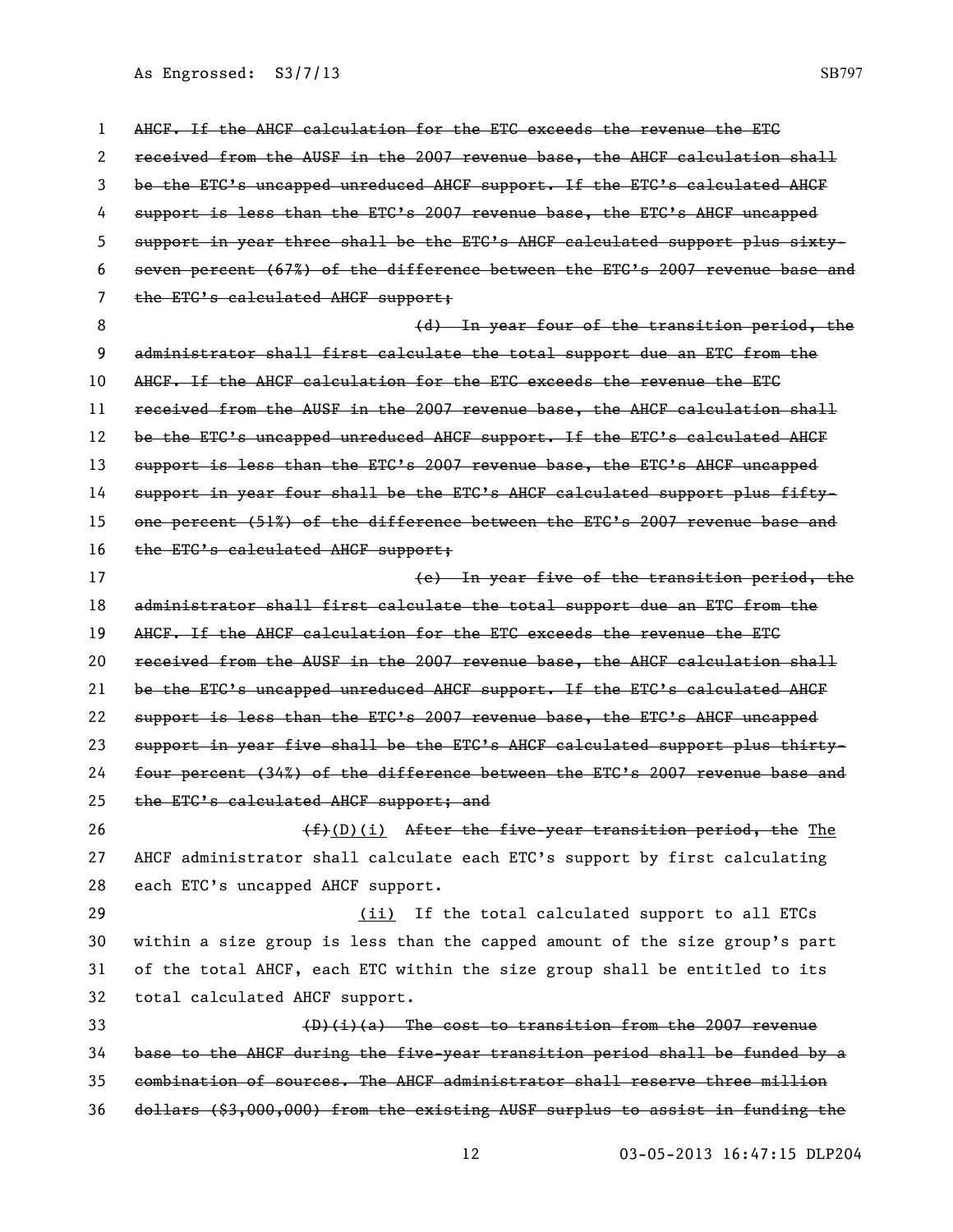~~AHCF. If the AHCF calculation for the ETC exceeds the revenue the ETC received from the AUSF in the 2007 revenue base, the AHCF calculation shall be the ETC's uncapped unreduced AHCF support. If the ETC's calculated AHCF support is less than the ETC's 2007 revenue base, the ETC's AHCF uncapped support in year three shall be the ETC's AHCF calculated support plus sixty-seven percent (67%) of the difference between the ETC's 2007 revenue base and the ETC's calculated AHCF support;~~

~~(d) In year four of the transition period, the administrator shall first calculate the total support due an ETC from the AHCF. If the AHCF calculation for the ETC exceeds the revenue the ETC received from the AUSF in the 2007 revenue base, the AHCF calculation shall be the ETC's uncapped unreduced AHCF support. If the ETC's calculated AHCF support is less than the ETC's 2007 revenue base, the ETC's AHCF uncapped support in year four shall be the ETC's AHCF calculated support plus fifty-one percent (51%) of the difference between the ETC's 2007 revenue base and the ETC's calculated AHCF support;~~

~~(e) In year five of the transition period, the administrator shall first calculate the total support due an ETC from the AHCF. If the AHCF calculation for the ETC exceeds the revenue the ETC received from the AUSF in the 2007 revenue base, the AHCF calculation shall be the ETC's uncapped unreduced AHCF support. If the ETC's calculated AHCF support is less than the ETC's 2007 revenue base, the ETC's AHCF uncapped support in year five shall be the ETC's AHCF calculated support plus thirty-four percent (34%) of the difference between the ETC's 2007 revenue base and the ETC's calculated AHCF support; and~~

~~(f)~~<u>(D)(i)</u> ~~After the five-year transition period, the~~ <u>The</u> AHCF administrator shall calculate each ETC's support by first calculating each ETC's uncapped AHCF support.

<u>(ii)</u> If the total calculated support to all ETCs within a size group is less than the capped amount of the size group's part of the total AHCF, each ETC within the size group shall be entitled to its total calculated AHCF support.

~~(D)(i)(a) The cost to transition from the 2007 revenue base to the AHCF during the five-year transition period shall be funded by a combination of sources. The AHCF administrator shall reserve three million dollars ($3,000,000) from the existing AUSF surplus to assist in funding the~~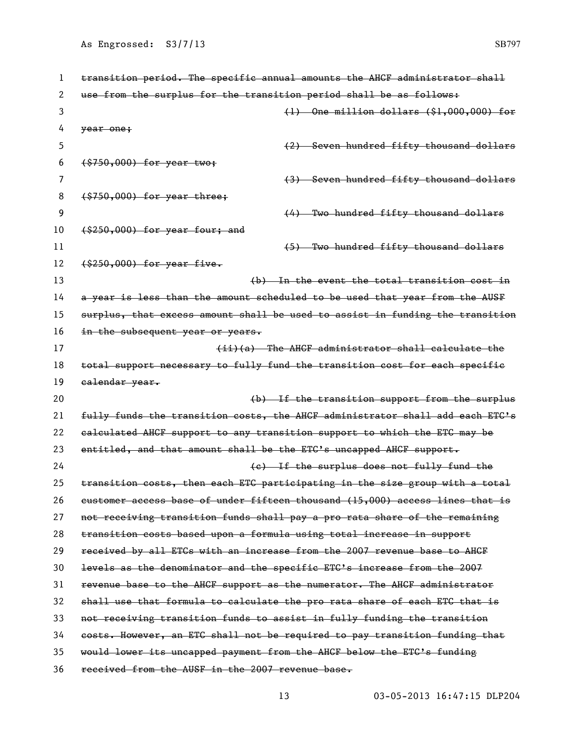~~transition period. The specific annual amounts the AHCF administrator shall use from the surplus for the transition period shall be as follows:~~

~~(1) One million dollars ($1,000,000) for year one;~~

~~(2) Seven hundred fifty thousand dollars ($750,000) for year two;~~

~~(3) Seven hundred fifty thousand dollars ($750,000) for year three;~~

~~(4) Two hundred fifty thousand dollars ($250,000) for year four; and~~

~~(5) Two hundred fifty thousand dollars ($250,000) for year five.~~

~~(b) In the event the total transition cost in a year is less than the amount scheduled to be used that year from the AUSF surplus, that excess amount shall be used to assist in funding the transition in the subsequent year or years.~~

~~(ii)(a) The AHCF administrator shall calculate the total support necessary to fully fund the transition cost for each specific calendar year.~~

~~(b) If the transition support from the surplus fully funds the transition costs, the AHCF administrator shall add each ETC's calculated AHCF support to any transition support to which the ETC may be entitled, and that amount shall be the ETC's uncapped AHCF support.~~

~~(c) If the surplus does not fully fund the transition costs, then each ETC participating in the size group with a total customer access base of under fifteen thousand (15,000) access lines that is not receiving transition funds shall pay a pro rata share of the remaining transition costs based upon a formula using total increase in support received by all ETCs with an increase from the 2007 revenue base to AHCF levels as the denominator and the specific ETC's increase from the 2007 revenue base to the AHCF support as the numerator. The AHCF administrator shall use that formula to calculate the pro rata share of each ETC that is not receiving transition funds to assist in fully funding the transition costs. However, an ETC shall not be required to pay transition funding that would lower its uncapped payment from the AHCF below the ETC's funding received from the AUSF in the 2007 revenue base.~~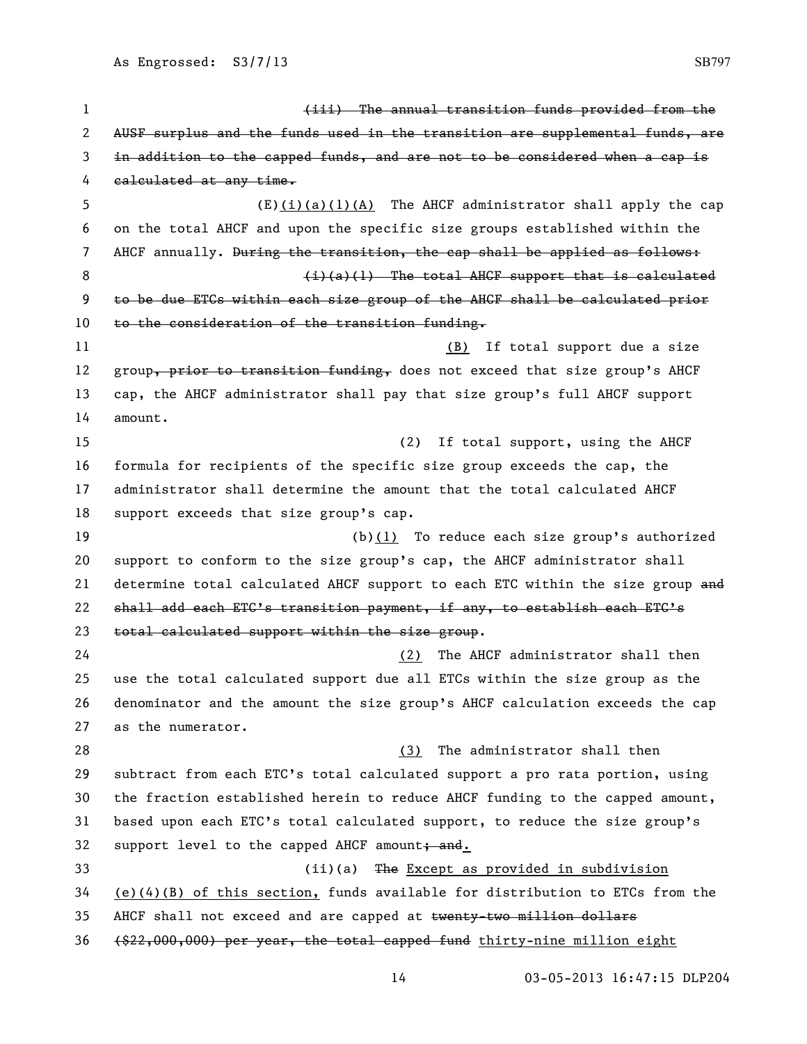(iii) ~~The annual transition funds provided from the AUSF surplus and the funds used in the transition are supplemental funds, are in addition to the capped funds, and are not to be considered when a cap is calculated at any time.~~

(E)(i)(a)(1)(A) The AHCF administrator shall apply the cap on the total AHCF and upon the specific size groups established within the AHCF annually. ~~During the transition, the cap shall be applied as follows:~~

~~(i)(a)(1) The total AHCF support that is calculated to be due ETCs within each size group of the AHCF shall be calculated prior to the consideration of the transition funding.~~

(B) If total support due a size group~~, prior to transition funding,~~ does not exceed that size group's AHCF cap, the AHCF administrator shall pay that size group's full AHCF support amount.

(2) If total support, using the AHCF formula for recipients of the specific size group exceeds the cap, the administrator shall determine the amount that the total calculated AHCF support exceeds that size group's cap.

(b)(1) To reduce each size group's authorized support to conform to the size group's cap, the AHCF administrator shall determine total calculated AHCF support to each ETC within the size group ~~and shall add each ETC's transition payment, if any, to establish each ETC's total calculated support within the size group~~.

(2) The AHCF administrator shall then use the total calculated support due all ETCs within the size group as the denominator and the amount the size group's AHCF calculation exceeds the cap as the numerator.

(3) The administrator shall then subtract from each ETC's total calculated support a pro rata portion, using the fraction established herein to reduce AHCF funding to the capped amount, based upon each ETC's total calculated support, to reduce the size group's support level to the capped AHCF amount~~; and~~.

(ii)(a) ~~The~~ Except as provided in subdivision (e)(4)(B) of this section, funds available for distribution to ETCs from the AHCF shall not exceed and are capped at ~~twenty-two million dollars ($22,000,000) per year, the total capped fund~~ thirty-nine million eight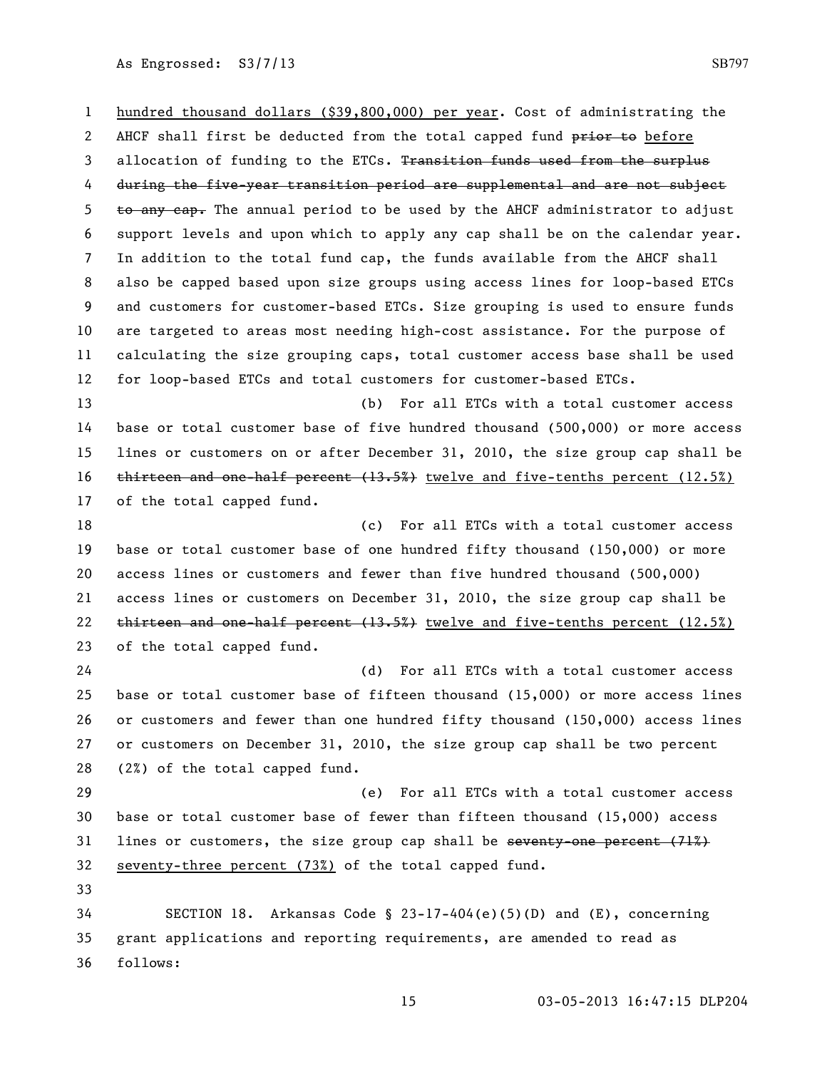hundred thousand dollars ($39,800,000) per year. Cost of administrating the AHCF shall first be deducted from the total capped fund ~~prior to~~ before allocation of funding to the ETCs. ~~Transition funds used from the surplus during the five-year transition period are supplemental and are not subject to any cap.~~ The annual period to be used by the AHCF administrator to adjust support levels and upon which to apply any cap shall be on the calendar year. In addition to the total fund cap, the funds available from the AHCF shall also be capped based upon size groups using access lines for loop-based ETCs and customers for customer-based ETCs. Size grouping is used to ensure funds are targeted to areas most needing high-cost assistance. For the purpose of calculating the size grouping caps, total customer access base shall be used for loop-based ETCs and total customers for customer-based ETCs.

(b) For all ETCs with a total customer access base or total customer base of five hundred thousand (500,000) or more access lines or customers on or after December 31, 2010, the size group cap shall be ~~thirteen and one-half percent (13.5%)~~ twelve and five-tenths percent (12.5%) of the total capped fund.

(c) For all ETCs with a total customer access base or total customer base of one hundred fifty thousand (150,000) or more access lines or customers and fewer than five hundred thousand (500,000) access lines or customers on December 31, 2010, the size group cap shall be ~~thirteen and one-half percent (13.5%)~~ twelve and five-tenths percent (12.5%) of the total capped fund.

(d) For all ETCs with a total customer access base or total customer base of fifteen thousand (15,000) or more access lines or customers and fewer than one hundred fifty thousand (150,000) access lines or customers on December 31, 2010, the size group cap shall be two percent (2%) of the total capped fund.

(e) For all ETCs with a total customer access base or total customer base of fewer than fifteen thousand (15,000) access lines or customers, the size group cap shall be ~~seventy-one percent (71%)~~ seventy-three percent (73%) of the total capped fund.

SECTION 18. Arkansas Code § 23-17-404(e)(5)(D) and (E), concerning grant applications and reporting requirements, are amended to read as follows: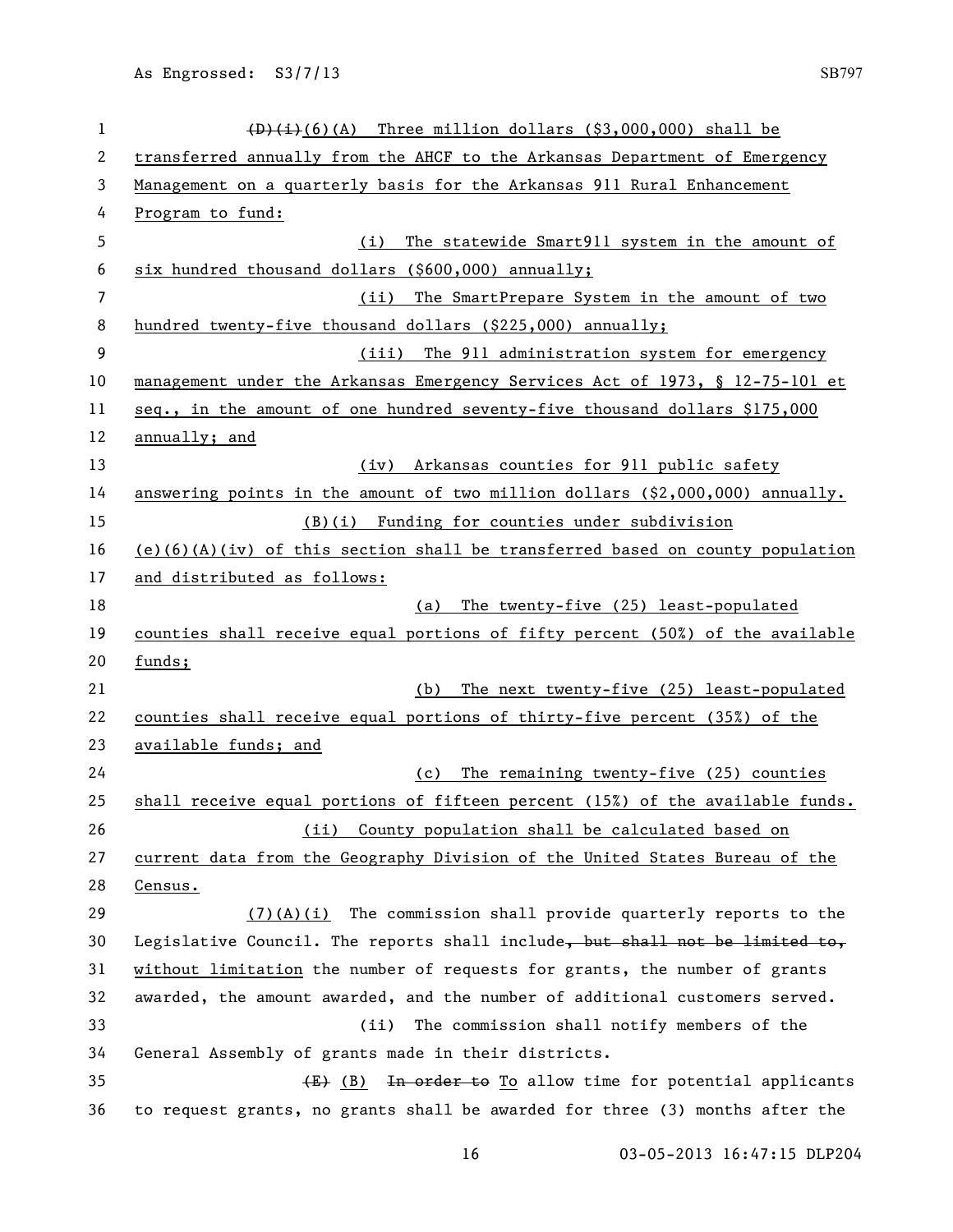~~(D)(i)~~(6)(A) Three million dollars ($3,000,000) shall be transferred annually from the AHCF to the Arkansas Department of Emergency Management on a quarterly basis for the Arkansas 911 Rural Enhancement Program to fund:

(i) The statewide Smart911 system in the amount of six hundred thousand dollars ($600,000) annually;

(ii) The SmartPrepare System in the amount of two hundred twenty-five thousand dollars ($225,000) annually;

(iii) The 911 administration system for emergency management under the Arkansas Emergency Services Act of 1973, § 12-75-101 et seq., in the amount of one hundred seventy-five thousand dollars $175,000 annually; and

(iv) Arkansas counties for 911 public safety answering points in the amount of two million dollars ($2,000,000) annually.

(B)(i) Funding for counties under subdivision (e)(6)(A)(iv) of this section shall be transferred based on county population and distributed as follows:

(a) The twenty-five (25) least-populated counties shall receive equal portions of fifty percent (50%) of the available funds;

(b) The next twenty-five (25) least-populated counties shall receive equal portions of thirty-five percent (35%) of the available funds; and

(c) The remaining twenty-five (25) counties shall receive equal portions of fifteen percent (15%) of the available funds.

(ii) County population shall be calculated based on current data from the Geography Division of the United States Bureau of the Census.

(7)(A)(i) The commission shall provide quarterly reports to the Legislative Council. The reports shall include~~, but shall not be limited to,~~ without limitation the number of requests for grants, the number of grants awarded, the amount awarded, and the number of additional customers served.

(ii) The commission shall notify members of the General Assembly of grants made in their districts.

~~(E)~~ (B) ~~In order to~~ To allow time for potential applicants to request grants, no grants shall be awarded for three (3) months after the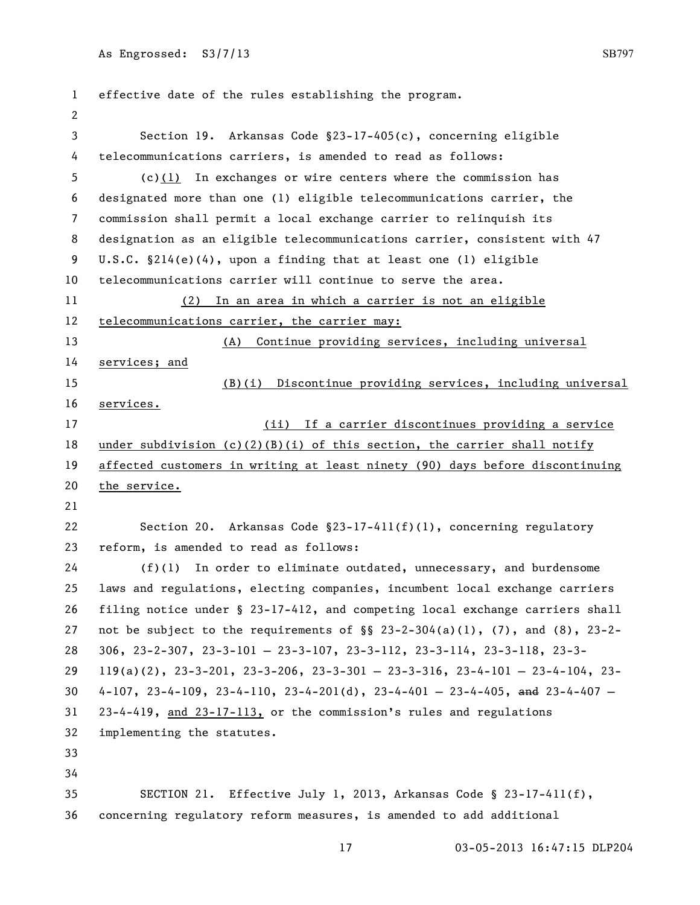effective date of the rules establishing the program.

Section 19. Arkansas Code §23-17-405(c), concerning eligible telecommunications carriers, is amended to read as follows:

(c)(1) In exchanges or wire centers where the commission has designated more than one (1) eligible telecommunications carrier, the commission shall permit a local exchange carrier to relinquish its designation as an eligible telecommunications carrier, consistent with 47 U.S.C. §214(e)(4), upon a finding that at least one (1) eligible telecommunications carrier will continue to serve the area.

(2) In an area in which a carrier is not an eligible telecommunications carrier, the carrier may:

(A) Continue providing services, including universal services; and

(B)(i) Discontinue providing services, including universal services.

(ii) If a carrier discontinues providing a service under subdivision (c)(2)(B)(i) of this section, the carrier shall notify affected customers in writing at least ninety (90) days before discontinuing the service.

Section 20. Arkansas Code §23-17-411(f)(1), concerning regulatory reform, is amended to read as follows:

(f)(1) In order to eliminate outdated, unnecessary, and burdensome laws and regulations, electing companies, incumbent local exchange carriers filing notice under § 23-17-412, and competing local exchange carriers shall not be subject to the requirements of §§ 23-2-304(a)(1), (7), and (8), 23-2-306, 23-2-307, 23-3-101 – 23-3-107, 23-3-112, 23-3-114, 23-3-118, 23-3-119(a)(2), 23-3-201, 23-3-206, 23-3-301 – 23-3-316, 23-4-101 – 23-4-104, 23-4-107, 23-4-109, 23-4-110, 23-4-201(d), 23-4-401 – 23-4-405, ~~and~~ 23-4-407 – 23-4-419, and 23-17-113, or the commission's rules and regulations implementing the statutes.

SECTION 21. Effective July 1, 2013, Arkansas Code § 23-17-411(f), concerning regulatory reform measures, is amended to add additional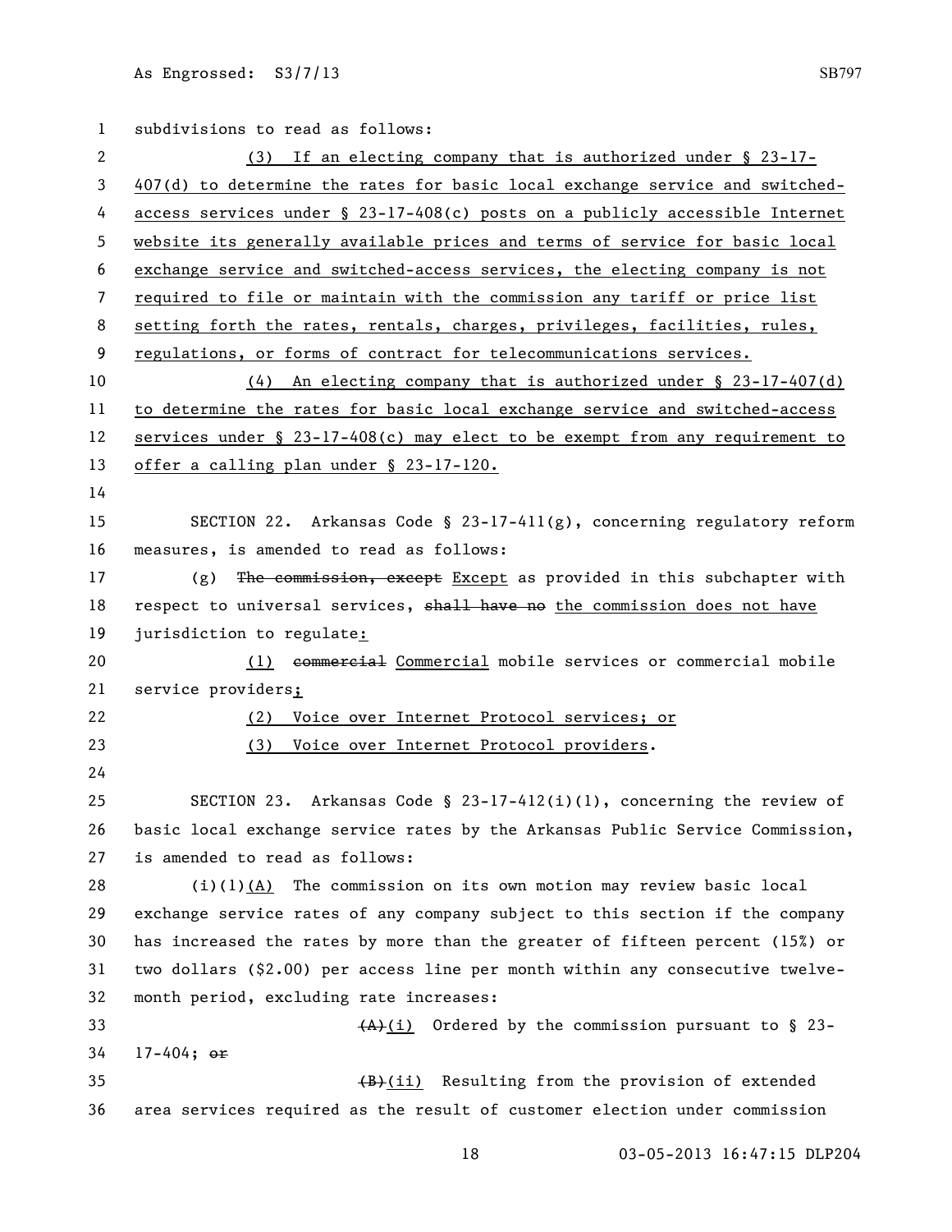subdivisions to read as follows:

(3) If an electing company that is authorized under § 23-17-407(d) to determine the rates for basic local exchange service and switched-access services under § 23-17-408(c) posts on a publicly accessible Internet website its generally available prices and terms of service for basic local exchange service and switched-access services, the electing company is not required to file or maintain with the commission any tariff or price list setting forth the rates, rentals, charges, privileges, facilities, rules, regulations, or forms of contract for telecommunications services.

(4) An electing company that is authorized under § 23-17-407(d) to determine the rates for basic local exchange service and switched-access services under § 23-17-408(c) may elect to be exempt from any requirement to offer a calling plan under § 23-17-120.

SECTION 22. Arkansas Code § 23-17-411(g), concerning regulatory reform measures, is amended to read as follows:

(g) ~~The commission, except~~ Except as provided in this subchapter with respect to universal services, ~~shall have no~~ the commission does not have jurisdiction to regulate:

(1) ~~commercial~~ Commercial mobile services or commercial mobile service providers;

(2) Voice over Internet Protocol services; or

(3) Voice over Internet Protocol providers.

SECTION 23. Arkansas Code § 23-17-412(i)(1), concerning the review of basic local exchange service rates by the Arkansas Public Service Commission, is amended to read as follows:

(i)(1)(A) The commission on its own motion may review basic local exchange service rates of any company subject to this section if the company has increased the rates by more than the greater of fifteen percent (15%) or two dollars ($2.00) per access line per month within any consecutive twelve-month period, excluding rate increases:

~~(A)~~(i) Ordered by the commission pursuant to § 23-17-404; ~~or~~

~~(B)~~(ii) Resulting from the provision of extended area services required as the result of customer election under commission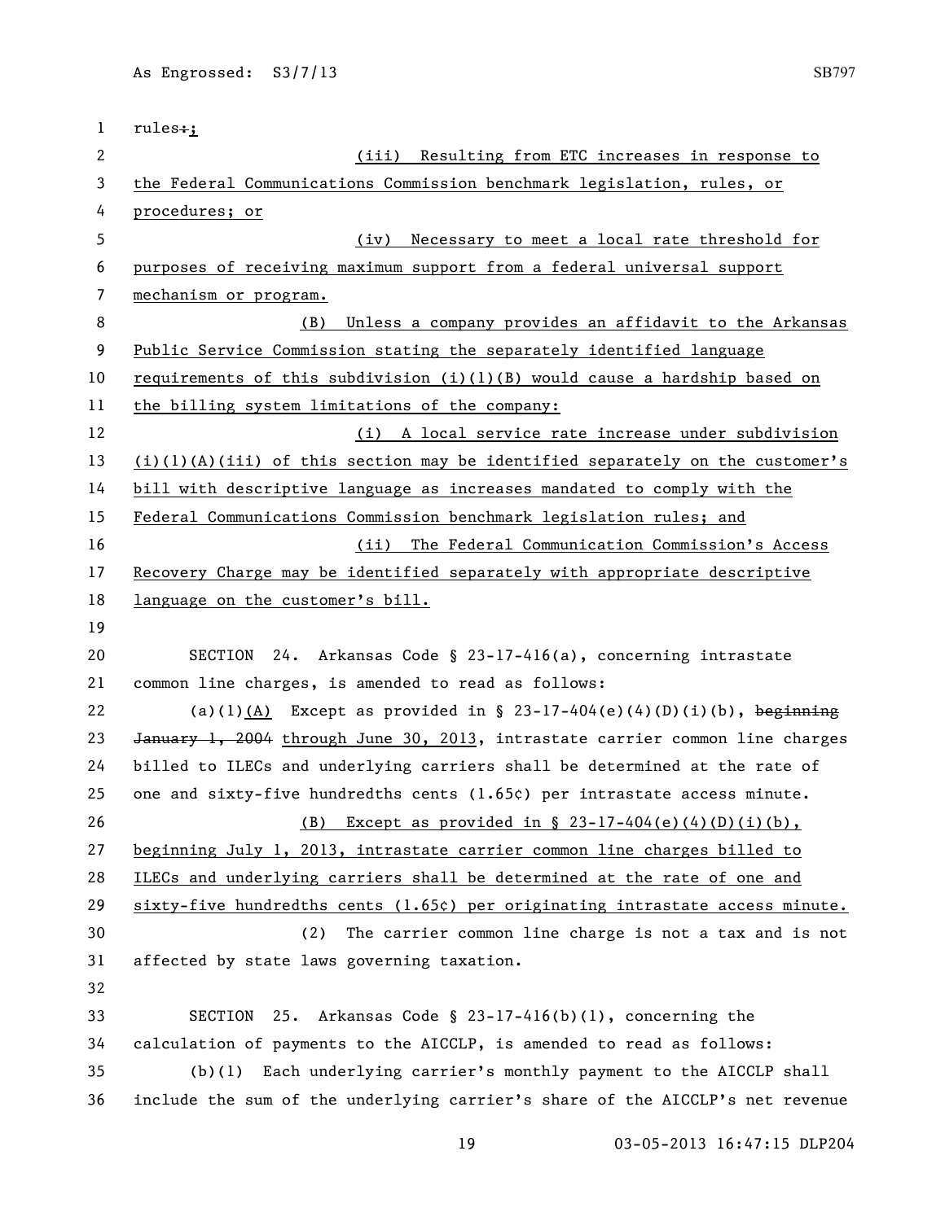rules:;

(iii) Resulting from ETC increases in response to the Federal Communications Commission benchmark legislation, rules, or procedures; or

(iv) Necessary to meet a local rate threshold for purposes of receiving maximum support from a federal universal support mechanism or program.

(B) Unless a company provides an affidavit to the Arkansas Public Service Commission stating the separately identified language requirements of this subdivision (i)(1)(B) would cause a hardship based on the billing system limitations of the company:

(i) A local service rate increase under subdivision (i)(1)(A)(iii) of this section may be identified separately on the customer's bill with descriptive language as increases mandated to comply with the Federal Communications Commission benchmark legislation rules; and

(ii) The Federal Communication Commission's Access Recovery Charge may be identified separately with appropriate descriptive language on the customer's bill.

SECTION 24. Arkansas Code § 23-17-416(a), concerning intrastate common line charges, is amended to read as follows:

(a)(1)(A) Except as provided in § 23-17-404(e)(4)(D)(i)(b), ~~beginning January 1, 2004~~ through June 30, 2013, intrastate carrier common line charges billed to ILECs and underlying carriers shall be determined at the rate of one and sixty-five hundredths cents (1.65¢) per intrastate access minute.

(B) Except as provided in § 23-17-404(e)(4)(D)(i)(b), beginning July 1, 2013, intrastate carrier common line charges billed to ILECs and underlying carriers shall be determined at the rate of one and sixty-five hundredths cents (1.65¢) per originating intrastate access minute.

(2) The carrier common line charge is not a tax and is not affected by state laws governing taxation.

SECTION 25. Arkansas Code § 23-17-416(b)(1), concerning the calculation of payments to the AICCLP, is amended to read as follows:

(b)(1) Each underlying carrier's monthly payment to the AICCLP shall include the sum of the underlying carrier's share of the AICCLP's net revenue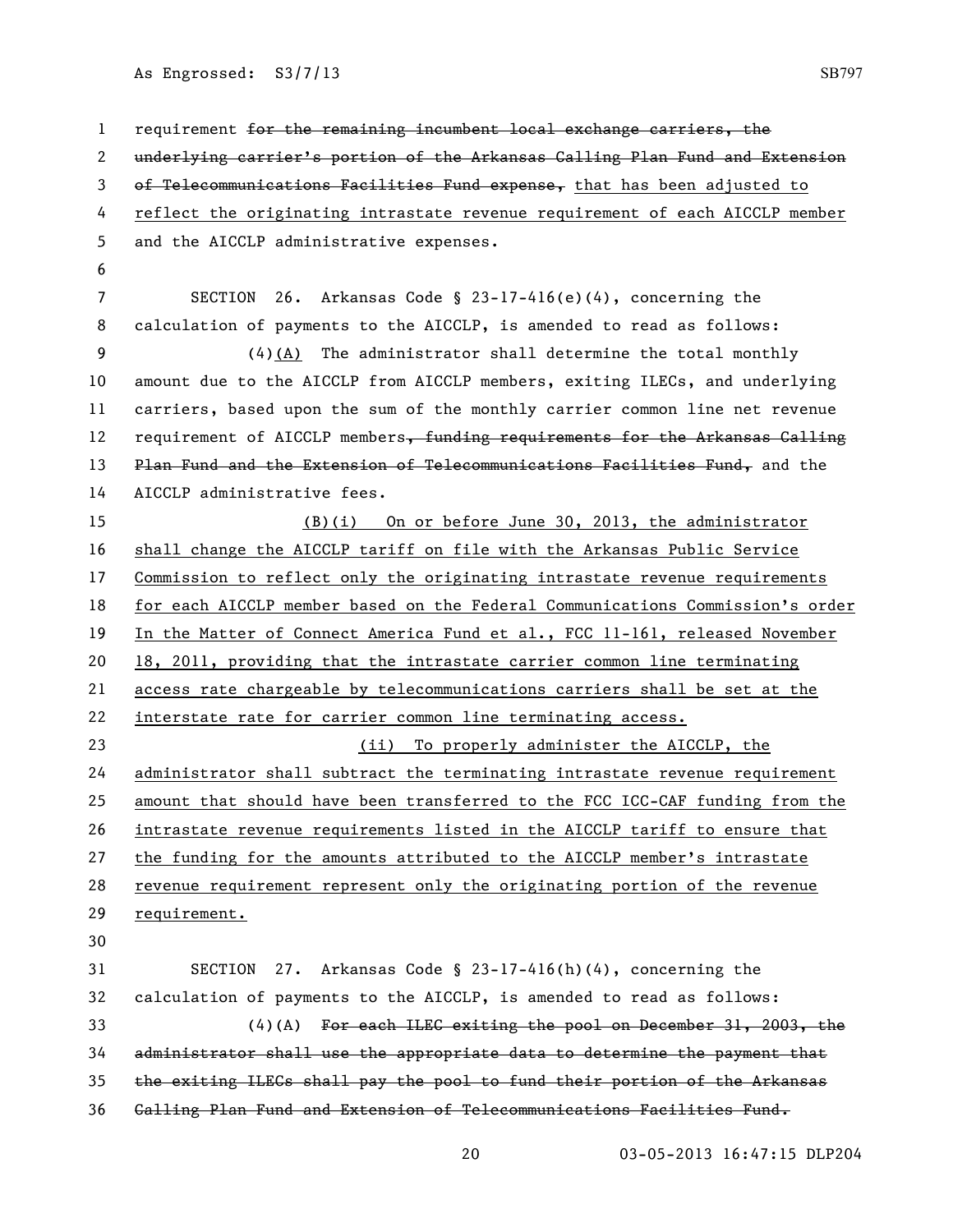requirement ~~for the remaining incumbent local exchange carriers, the underlying carrier's portion of the Arkansas Calling Plan Fund and Extension of Telecommunications Facilities Fund expense,~~ <u>that has been adjusted to reflect the originating intrastate revenue requirement of each AICCLP member</u> and the AICCLP administrative expenses.

SECTION 26. Arkansas Code § 23-17-416(e)(4), concerning the calculation of payments to the AICCLP, is amended to read as follows:

(4)<u>(A)</u> The administrator shall determine the total monthly amount due to the AICCLP from AICCLP members, exiting ILECs, and underlying carriers, based upon the sum of the monthly carrier common line net revenue requirement of AICCLP members~~, funding requirements for the Arkansas Calling Plan Fund and the Extension of Telecommunications Facilities Fund,~~ and the AICCLP administrative fees.

<u>(B)(i) On or before June 30, 2013, the administrator shall change the AICCLP tariff on file with the Arkansas Public Service Commission to reflect only the originating intrastate revenue requirements for each AICCLP member based on the Federal Communications Commission's order In the Matter of Connect America Fund et al., FCC 11-161, released November 18, 2011, providing that the intrastate carrier common line terminating access rate chargeable by telecommunications carriers shall be set at the interstate rate for carrier common line terminating access.</u>

<u>(ii) To properly administer the AICCLP, the administrator shall subtract the terminating intrastate revenue requirement amount that should have been transferred to the FCC ICC-CAF funding from the intrastate revenue requirements listed in the AICCLP tariff to ensure that the funding for the amounts attributed to the AICCLP member's intrastate revenue requirement represent only the originating portion of the revenue requirement.</u>

SECTION 27. Arkansas Code § 23-17-416(h)(4), concerning the calculation of payments to the AICCLP, is amended to read as follows:

(4)(A) ~~For each ILEC exiting the pool on December 31, 2003, the administrator shall use the appropriate data to determine the payment that the exiting ILECs shall pay the pool to fund their portion of the Arkansas Calling Plan Fund and Extension of Telecommunications Facilities Fund.~~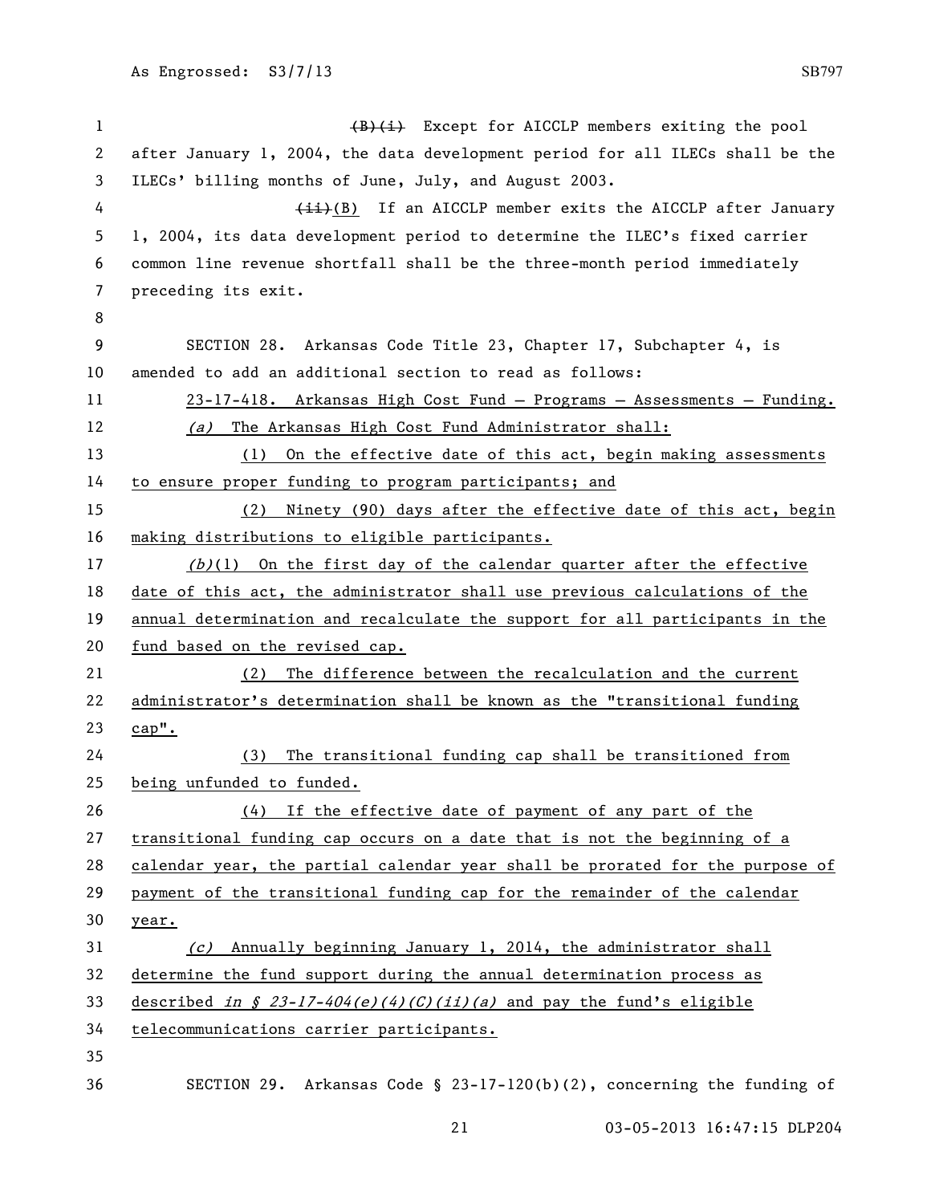~~(B)(i)~~ Except for AICCLP members exiting the pool after January 1, 2004, the data development period for all ILECs shall be the ILECs' billing months of June, July, and August 2003.

~~(ii)~~(B) If an AICCLP member exits the AICCLP after January 1, 2004, its data development period to determine the ILEC's fixed carrier common line revenue shortfall shall be the three-month period immediately preceding its exit.

SECTION 28. Arkansas Code Title 23, Chapter 17, Subchapter 4, is amended to add an additional section to read as follows:

23-17-418. Arkansas High Cost Fund — Programs — Assessments — Funding.

*(a)* The Arkansas High Cost Fund Administrator shall:

(1) On the effective date of this act, begin making assessments to ensure proper funding to program participants; and

(2) Ninety (90) days after the effective date of this act, begin making distributions to eligible participants.

*(b)*(1) On the first day of the calendar quarter after the effective date of this act, the administrator shall use previous calculations of the annual determination and recalculate the support for all participants in the fund based on the revised cap.

(2) The difference between the recalculation and the current administrator's determination shall be known as the "transitional funding cap".

(3) The transitional funding cap shall be transitioned from being unfunded to funded.

(4) If the effective date of payment of any part of the transitional funding cap occurs on a date that is not the beginning of a calendar year, the partial calendar year shall be prorated for the purpose of payment of the transitional funding cap for the remainder of the calendar year.

*(c)* Annually beginning January 1, 2014, the administrator shall determine the fund support during the annual determination process as described *in § 23-17-404(e)(4)(C)(ii)(a)* and pay the fund's eligible telecommunications carrier participants.

SECTION 29. Arkansas Code § 23-17-120(b)(2), concerning the funding of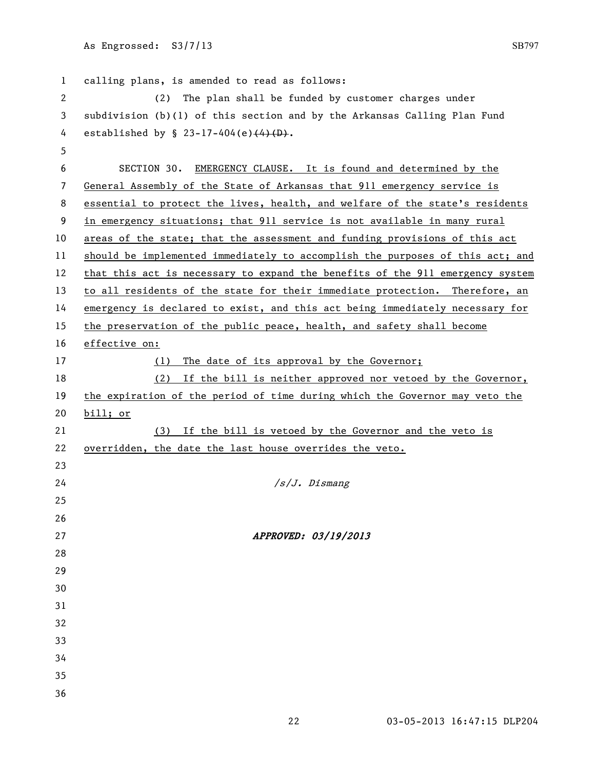calling plans, is amended to read as follows:

(2) The plan shall be funded by customer charges under subdivision (b)(1) of this section and by the Arkansas Calling Plan Fund established by § 23-17-404(e)~~(4)(D)~~.

SECTION 30. EMERGENCY CLAUSE. It is found and determined by the General Assembly of the State of Arkansas that 911 emergency service is essential to protect the lives, health, and welfare of the state's residents in emergency situations; that 911 service is not available in many rural areas of the state; that the assessment and funding provisions of this act should be implemented immediately to accomplish the purposes of this act; and that this act is necessary to expand the benefits of the 911 emergency system to all residents of the state for their immediate protection. Therefore, an emergency is declared to exist, and this act being immediately necessary for the preservation of the public peace, health, and safety shall become effective on:

(1) The date of its approval by the Governor;

(2) If the bill is neither approved nor vetoed by the Governor, the expiration of the period of time during which the Governor may veto the bill; or

(3) If the bill is vetoed by the Governor and the veto is overridden, the date the last house overrides the veto.

*/s/J. Dismang*

***APPROVED: 03/19/2013***